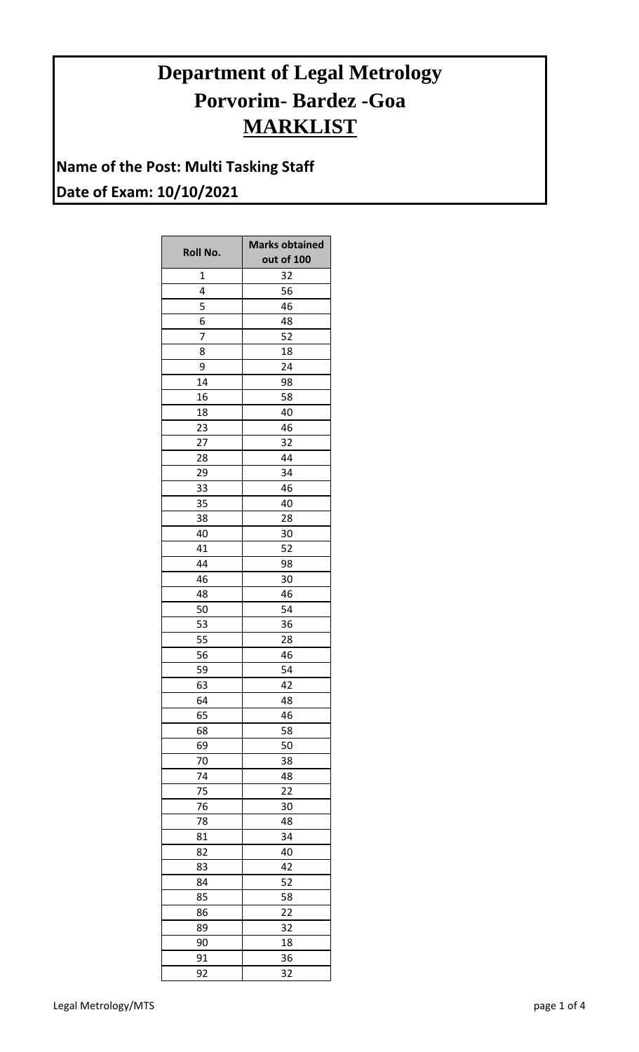# Department of Legal Metrology
# Porvorim- Bardez -Goa
# MARKLIST

**Name of the Post: Multi Tasking Staff**

**Date of Exam: 10/10/2021**

| Roll No. | Marks obtained out of 100 |
|---|---|
| 1 | 32 |
| 4 | 56 |
| 5 | 46 |
| 6 | 48 |
| 7 | 52 |
| 8 | 18 |
| 9 | 24 |
| 14 | 98 |
| 16 | 58 |
| 18 | 40 |
| 23 | 46 |
| 27 | 32 |
| 28 | 44 |
| 29 | 34 |
| 33 | 46 |
| 35 | 40 |
| 38 | 28 |
| 40 | 30 |
| 41 | 52 |
| 44 | 98 |
| 46 | 30 |
| 48 | 46 |
| 50 | 54 |
| 53 | 36 |
| 55 | 28 |
| 56 | 46 |
| 59 | 54 |
| 63 | 42 |
| 64 | 48 |
| 65 | 46 |
| 68 | 58 |
| 69 | 50 |
| 70 | 38 |
| 74 | 48 |
| 75 | 22 |
| 76 | 30 |
| 78 | 48 |
| 81 | 34 |
| 82 | 40 |
| 83 | 42 |
| 84 | 52 |
| 85 | 58 |
| 86 | 22 |
| 89 | 32 |
| 90 | 18 |
| 91 | 36 |
| 92 | 32 |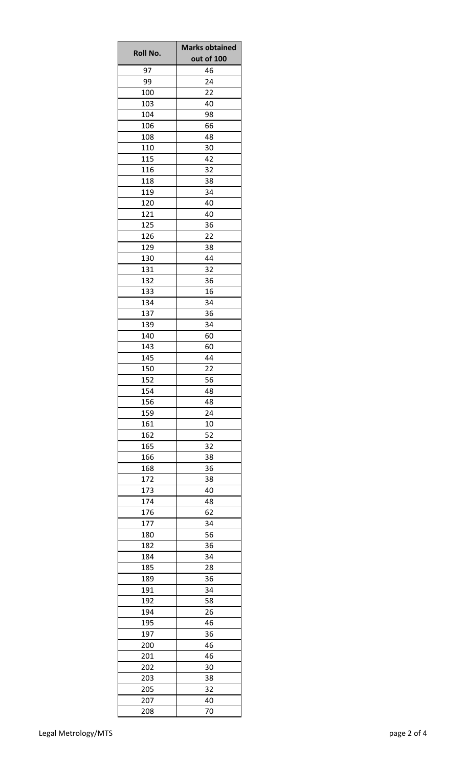| Roll No. | Marks obtained out of 100 |
| --- | --- |
| 97 | 46 |
| 99 | 24 |
| 100 | 22 |
| 103 | 40 |
| 104 | 98 |
| 106 | 66 |
| 108 | 48 |
| 110 | 30 |
| 115 | 42 |
| 116 | 32 |
| 118 | 38 |
| 119 | 34 |
| 120 | 40 |
| 121 | 40 |
| 125 | 36 |
| 126 | 22 |
| 129 | 38 |
| 130 | 44 |
| 131 | 32 |
| 132 | 36 |
| 133 | 16 |
| 134 | 34 |
| 137 | 36 |
| 139 | 34 |
| 140 | 60 |
| 143 | 60 |
| 145 | 44 |
| 150 | 22 |
| 152 | 56 |
| 154 | 48 |
| 156 | 48 |
| 159 | 24 |
| 161 | 10 |
| 162 | 52 |
| 165 | 32 |
| 166 | 38 |
| 168 | 36 |
| 172 | 38 |
| 173 | 40 |
| 174 | 48 |
| 176 | 62 |
| 177 | 34 |
| 180 | 56 |
| 182 | 36 |
| 184 | 34 |
| 185 | 28 |
| 189 | 36 |
| 191 | 34 |
| 192 | 58 |
| 194 | 26 |
| 195 | 46 |
| 197 | 36 |
| 200 | 46 |
| 201 | 46 |
| 202 | 30 |
| 203 | 38 |
| 205 | 32 |
| 207 | 40 |
| 208 | 70 |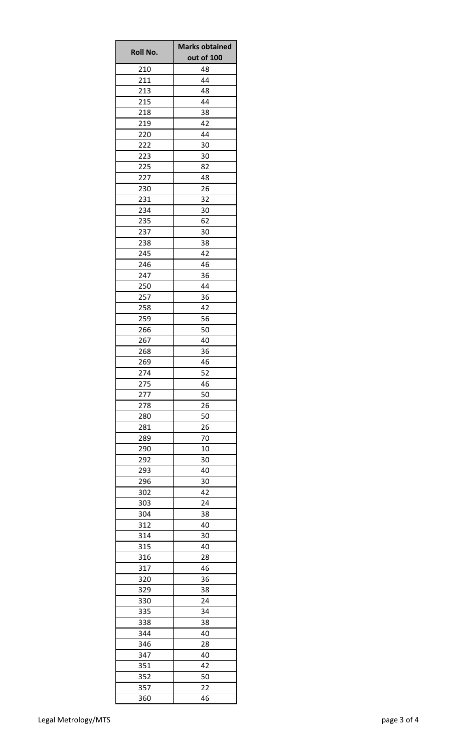| Roll No. | Marks obtained out of 100 |
| --- | --- |
| 210 | 48 |
| 211 | 44 |
| 213 | 48 |
| 215 | 44 |
| 218 | 38 |
| 219 | 42 |
| 220 | 44 |
| 222 | 30 |
| 223 | 30 |
| 225 | 82 |
| 227 | 48 |
| 230 | 26 |
| 231 | 32 |
| 234 | 30 |
| 235 | 62 |
| 237 | 30 |
| 238 | 38 |
| 245 | 42 |
| 246 | 46 |
| 247 | 36 |
| 250 | 44 |
| 257 | 36 |
| 258 | 42 |
| 259 | 56 |
| 266 | 50 |
| 267 | 40 |
| 268 | 36 |
| 269 | 46 |
| 274 | 52 |
| 275 | 46 |
| 277 | 50 |
| 278 | 26 |
| 280 | 50 |
| 281 | 26 |
| 289 | 70 |
| 290 | 10 |
| 292 | 30 |
| 293 | 40 |
| 296 | 30 |
| 302 | 42 |
| 303 | 24 |
| 304 | 38 |
| 312 | 40 |
| 314 | 30 |
| 315 | 40 |
| 316 | 28 |
| 317 | 46 |
| 320 | 36 |
| 329 | 38 |
| 330 | 24 |
| 335 | 34 |
| 338 | 38 |
| 344 | 40 |
| 346 | 28 |
| 347 | 40 |
| 351 | 42 |
| 352 | 50 |
| 357 | 22 |
| 360 | 46 |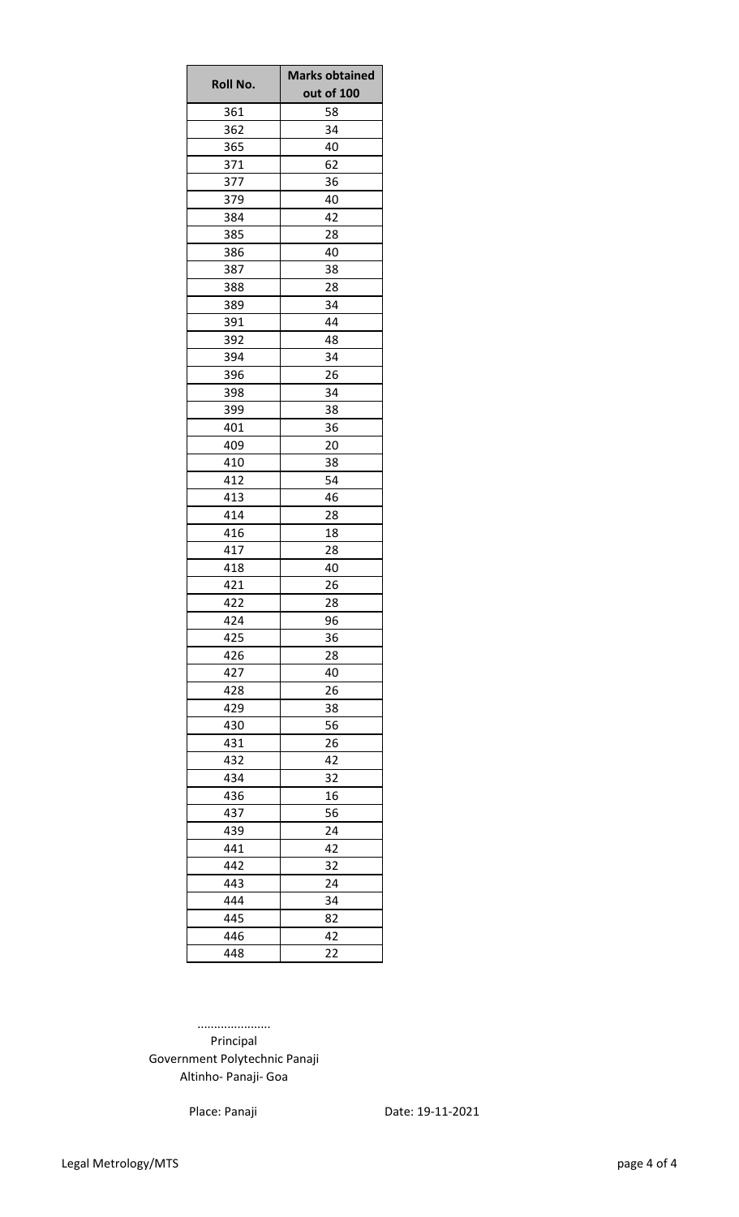| Roll No. | Marks obtained out of 100 |
|---|---|
| 361 | 58 |
| 362 | 34 |
| 365 | 40 |
| 371 | 62 |
| 377 | 36 |
| 379 | 40 |
| 384 | 42 |
| 385 | 28 |
| 386 | 40 |
| 387 | 38 |
| 388 | 28 |
| 389 | 34 |
| 391 | 44 |
| 392 | 48 |
| 394 | 34 |
| 396 | 26 |
| 398 | 34 |
| 399 | 38 |
| 401 | 36 |
| 409 | 20 |
| 410 | 38 |
| 412 | 54 |
| 413 | 46 |
| 414 | 28 |
| 416 | 18 |
| 417 | 28 |
| 418 | 40 |
| 421 | 26 |
| 422 | 28 |
| 424 | 96 |
| 425 | 36 |
| 426 | 28 |
| 427 | 40 |
| 428 | 26 |
| 429 | 38 |
| 430 | 56 |
| 431 | 26 |
| 432 | 42 |
| 434 | 32 |
| 436 | 16 |
| 437 | 56 |
| 439 | 24 |
| 441 | 42 |
| 442 | 32 |
| 443 | 24 |
| 444 | 34 |
| 445 | 82 |
| 446 | 42 |
| 448 | 22 |

.....................

Principal
Government Polytechnic Panaji
Altinho- Panaji- Goa

Place: Panaji

Date: 19-11-2021

Legal Metrology/MTS